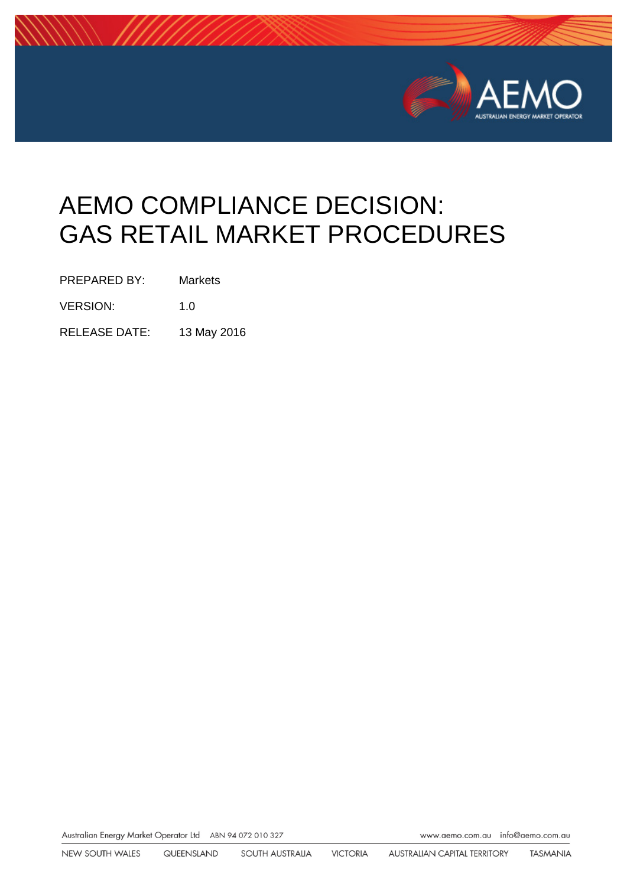# AEMO COMPLIANCE DECISION: GAS RETAIL MARKET PROCEDURES

PREPARED BY: Markets

VERSION: 1.0

RELEASE DATE: 13 May 2016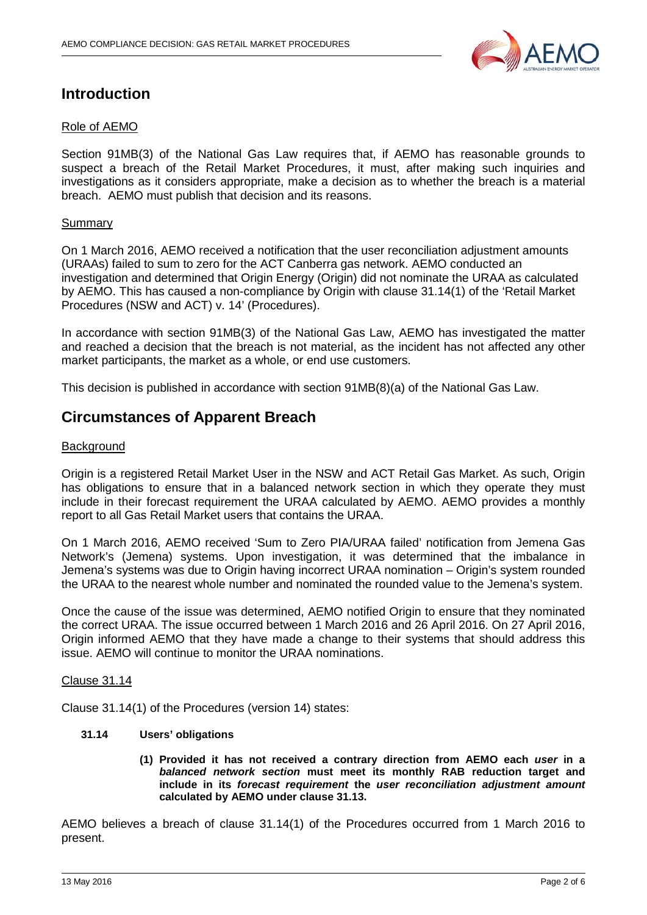# Introduction

## Role of AEMO

Section 91MB(3) of the National Gas Law requires that, if AEMO has reasonable grounds to suspect a breach of the Retail Market Procedures, it must, after making such inquiries and investigations as it considers appropriate, make a decision as to whether the breach is a material breach. AEMO must publish that decision and its reasons.

## Summary

On 1 March 2016, AEMO received a notification that the user reconciliation adjustment amounts (URAAs) failed to sum to zero for the ACT Canberra gas network. AEMO conducted an investigation and determined that Origin Energy (Origin) did not nominate the URAA as calculated by AEMO. This has caused a non-compliance by Origin with clause 31.14(1) of the 'Retail Market Procedures (NSW and ACT) v. 14' (Procedures).

In accordance with section 91MB(3) of the National Gas Law, AEMO has investigated the matter and reached a decision that the breach is not material, as the incident has not affected any other market participants, the market as a whole, or end use customers.

This decision is published in accordance with section 91MB(8)(a) of the National Gas Law.

# Circumstances of Apparent Breach

## Background

Origin is a registered Retail Market User in the NSW and ACT Retail Gas Market. As such, Origin has obligations to ensure that in a balanced network section in which they operate they must include in their forecast requirement the URAA calculated by AEMO. AEMO provides a monthly report to all Gas Retail Market users that contains the URAA.

On 1 March 2016, AEMO received 'Sum to Zero PIA/URAA failed' notification from Jemena Gas Network's (Jemena) systems. Upon investigation, it was determined that the imbalance in Jemena's systems was due to Origin having incorrect URAA nomination – Origin's system rounded the URAA to the nearest whole number and nominated the rounded value to the Jemena's system.

Once the cause of the issue was determined, AEMO notified Origin to ensure that they nominated the correct URAA. The issue occurred between 1 March 2016 and 26 April 2016. On 27 April 2016, Origin informed AEMO that they have made a change to their systems that should address this issue. AEMO will continue to monitor the URAA nominations.

## Clause 31.14

Clause 31.14(1) of the Procedures (version 14) states:

> **31.14 Users' obligations**
>
> **(1) Provided it has not received a contrary direction from AEMO each *user* in a *balanced network section* must meet its monthly RAB reduction target and include in its *forecast requirement* the *user reconciliation adjustment amount* calculated by AEMO under clause 31.13.**

AEMO believes a breach of clause 31.14(1) of the Procedures occurred from 1 March 2016 to present.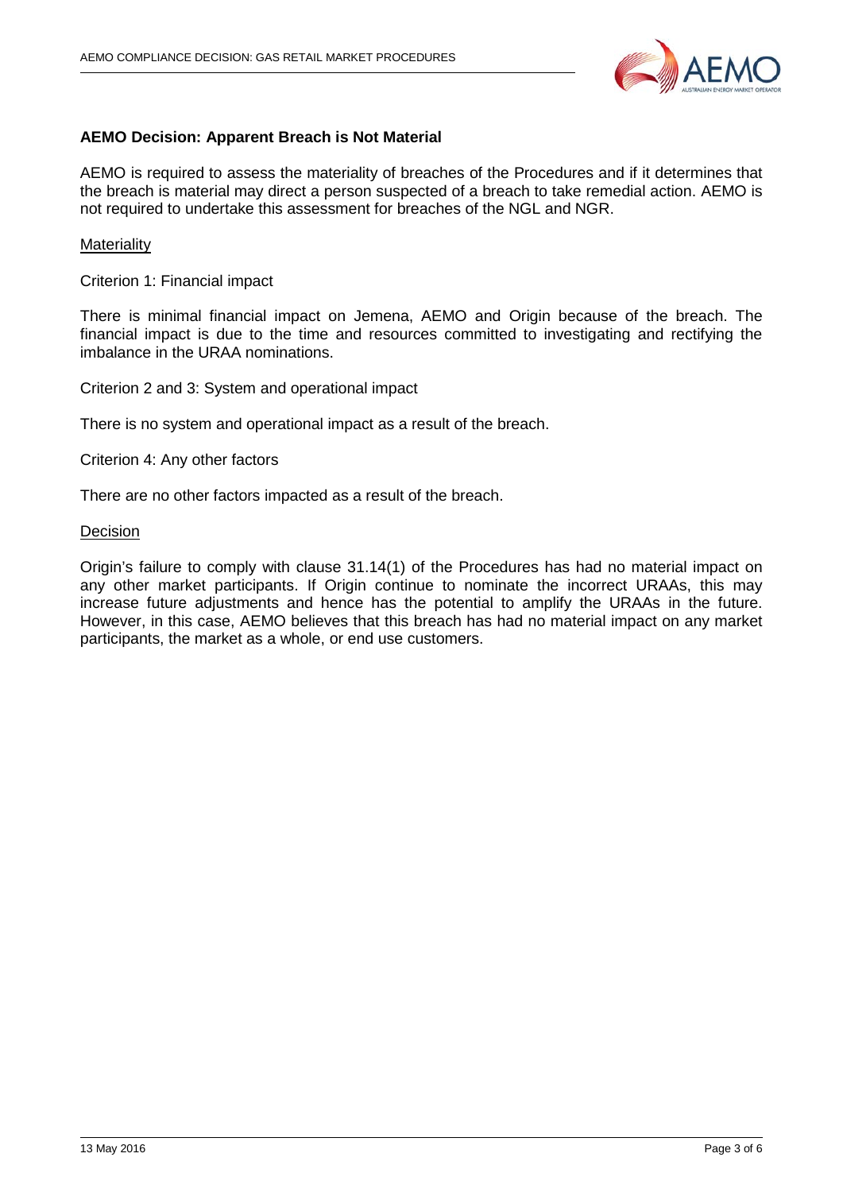**AEMO Decision: Apparent Breach is Not Material**

AEMO is required to assess the materiality of breaches of the Procedures and if it determines that the breach is material may direct a person suspected of a breach to take remedial action. AEMO is not required to undertake this assessment for breaches of the NGL and NGR.

Materiality

Criterion 1: Financial impact

There is minimal financial impact on Jemena, AEMO and Origin because of the breach. The financial impact is due to the time and resources committed to investigating and rectifying the imbalance in the URAA nominations.

Criterion 2 and 3: System and operational impact

There is no system and operational impact as a result of the breach.

Criterion 4: Any other factors

There are no other factors impacted as a result of the breach.

Decision

Origin's failure to comply with clause 31.14(1) of the Procedures has had no material impact on any other market participants. If Origin continue to nominate the incorrect URAAs, this may increase future adjustments and hence has the potential to amplify the URAAs in the future. However, in this case, AEMO believes that this breach has had no material impact on any market participants, the market as a whole, or end use customers.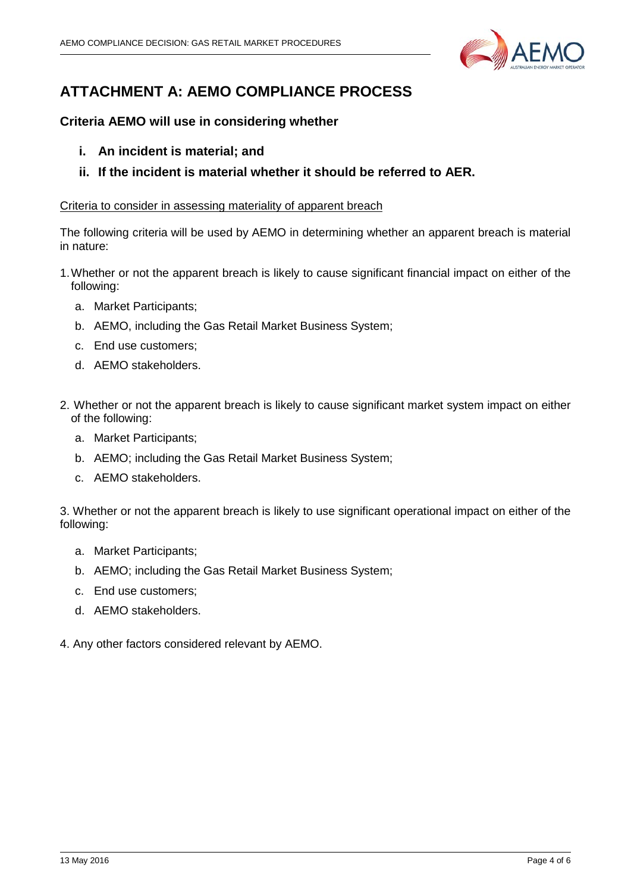# ATTACHMENT A: AEMO COMPLIANCE PROCESS

### Criteria AEMO will use in considering whether

**i. An incident is material; and**

**ii. If the incident is material whether it should be referred to AER.**

<u>Criteria to consider in assessing materiality of apparent breach</u>

The following criteria will be used by AEMO in determining whether an apparent breach is material in nature:

1. Whether or not the apparent breach is likely to cause significant financial impact on either of the following:
   a. Market Participants;
   b. AEMO, including the Gas Retail Market Business System;
   c. End use customers;
   d. AEMO stakeholders.

2. Whether or not the apparent breach is likely to cause significant market system impact on either of the following:
   a. Market Participants;
   b. AEMO; including the Gas Retail Market Business System;
   c. AEMO stakeholders.

3. Whether or not the apparent breach is likely to use significant operational impact on either of the following:
   a. Market Participants;
   b. AEMO; including the Gas Retail Market Business System;
   c. End use customers;
   d. AEMO stakeholders.

4. Any other factors considered relevant by AEMO.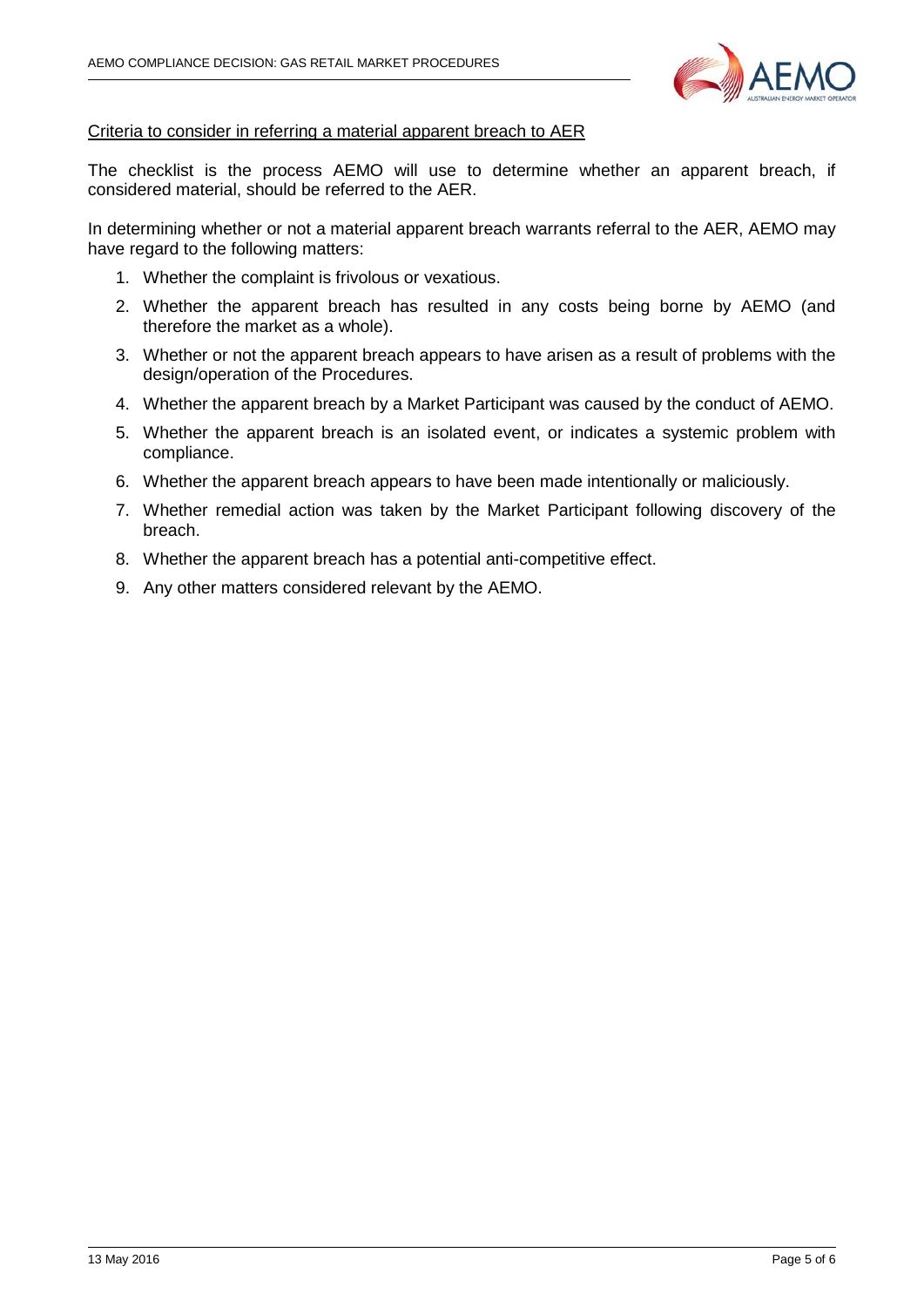Criteria to consider in referring a material apparent breach to AER

The checklist is the process AEMO will use to determine whether an apparent breach, if considered material, should be referred to the AER.

In determining whether or not a material apparent breach warrants referral to the AER, AEMO may have regard to the following matters:

1. Whether the complaint is frivolous or vexatious.
2. Whether the apparent breach has resulted in any costs being borne by AEMO (and therefore the market as a whole).
3. Whether or not the apparent breach appears to have arisen as a result of problems with the design/operation of the Procedures.
4. Whether the apparent breach by a Market Participant was caused by the conduct of AEMO.
5. Whether the apparent breach is an isolated event, or indicates a systemic problem with compliance.
6. Whether the apparent breach appears to have been made intentionally or maliciously.
7. Whether remedial action was taken by the Market Participant following discovery of the breach.
8. Whether the apparent breach has a potential anti-competitive effect.
9. Any other matters considered relevant by the AEMO.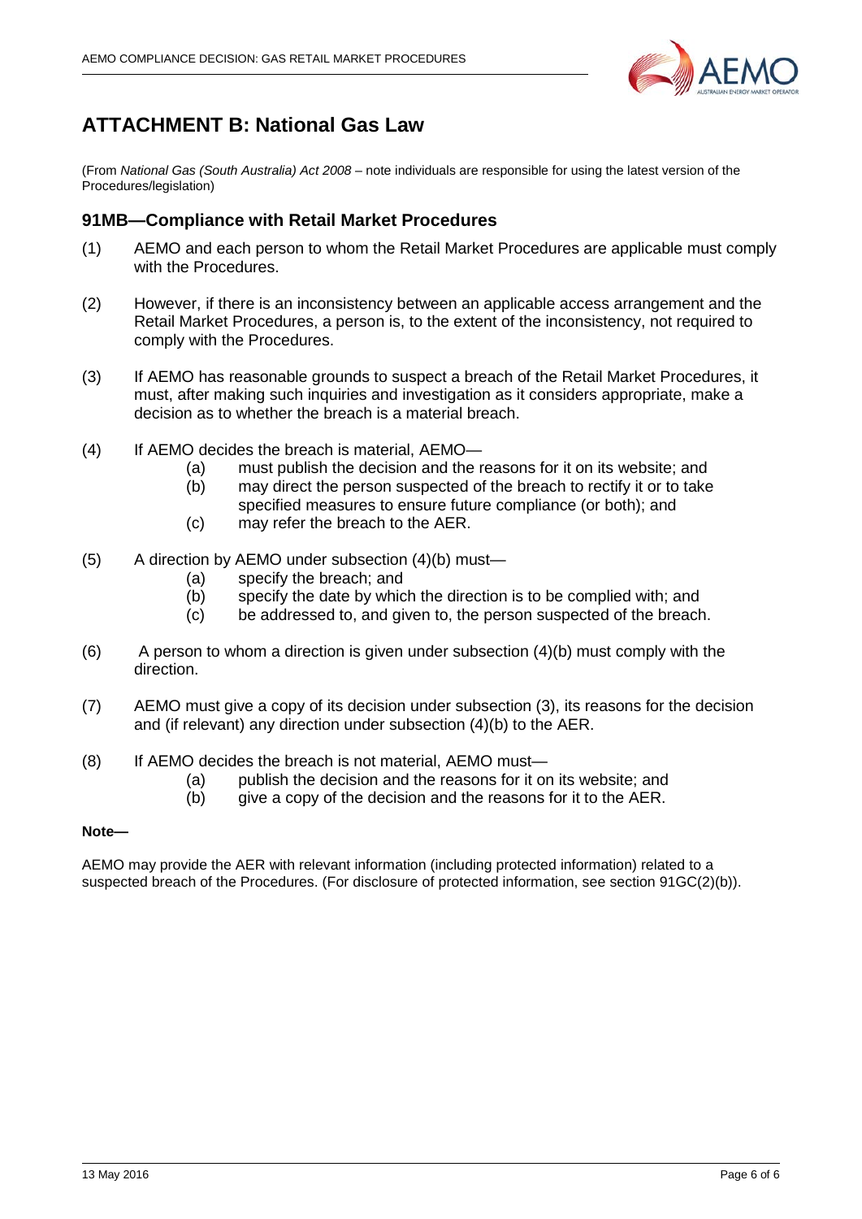# ATTACHMENT B: National Gas Law

(From *National Gas (South Australia) Act 2008* – note individuals are responsible for using the latest version of the Procedures/legislation)

## 91MB—Compliance with Retail Market Procedures

(1) AEMO and each person to whom the Retail Market Procedures are applicable must comply with the Procedures.

(2) However, if there is an inconsistency between an applicable access arrangement and the Retail Market Procedures, a person is, to the extent of the inconsistency, not required to comply with the Procedures.

(3) If AEMO has reasonable grounds to suspect a breach of the Retail Market Procedures, it must, after making such inquiries and investigation as it considers appropriate, make a decision as to whether the breach is a material breach.

(4) If AEMO decides the breach is material, AEMO—

- (a) must publish the decision and the reasons for it on its website; and
- (b) may direct the person suspected of the breach to rectify it or to take specified measures to ensure future compliance (or both); and
- (c) may refer the breach to the AER.

(5) A direction by AEMO under subsection (4)(b) must—

- (a) specify the breach; and
- (b) specify the date by which the direction is to be complied with; and
- (c) be addressed to, and given to, the person suspected of the breach.

(6) A person to whom a direction is given under subsection (4)(b) must comply with the direction.

(7) AEMO must give a copy of its decision under subsection (3), its reasons for the decision and (if relevant) any direction under subsection (4)(b) to the AER.

(8) If AEMO decides the breach is not material, AEMO must—

- (a) publish the decision and the reasons for it on its website; and
- (b) give a copy of the decision and the reasons for it to the AER.

**Note—**

AEMO may provide the AER with relevant information (including protected information) related to a suspected breach of the Procedures. (For disclosure of protected information, see section 91GC(2)(b)).